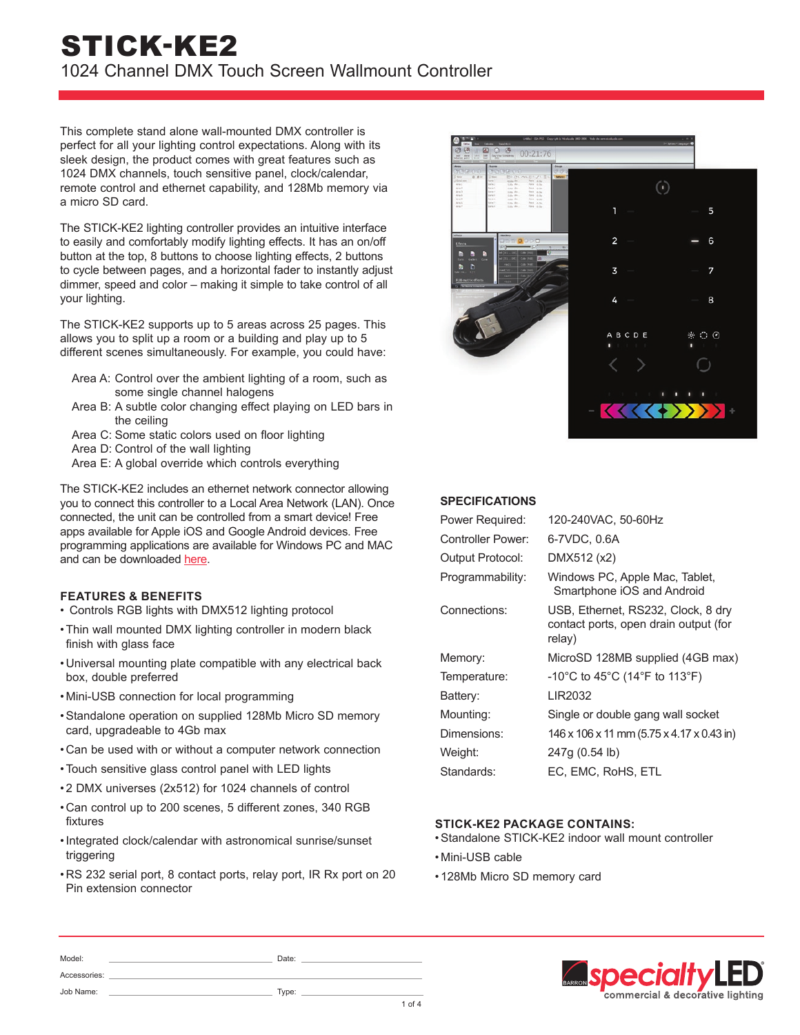# STICK-KE2

1024 Channel DMX Touch Screen Wallmount Controller

This complete stand alone wall-mounted DMX controller is perfect for all your lighting control expectations. Along with its sleek design, the product comes with great features such as 1024 DMX channels, touch sensitive panel, clock/calendar, remote control and ethernet capability, and 128Mb memory via a micro SD card.

The STICK-KE2 lighting controller provides an intuitive interface to easily and comfortably modify lighting effects. It has an on/off button at the top, 8 buttons to choose lighting effects, 2 buttons to cycle between pages, and a horizontal fader to instantly adjust dimmer, speed and color – making it simple to take control of all your lighting.

The STICK-KE2 supports up to 5 areas across 25 pages. This allows you to split up a room or a building and play up to 5 different scenes simultaneously. For example, you could have:

Area A: Control over the ambient lighting of a room, such as some single channel halogens
Area B: A subtle color changing effect playing on LED bars in the ceiling
Area C: Some static colors used on floor lighting
Area D: Control of the wall lighting
Area E: A global override which controls everything

The STICK-KE2 includes an ethernet network connector allowing you to connect this controller to a Local Area Network (LAN). Once connected, the unit can be controlled from a smart device! Free apps available for Apple iOS and Google Android devices. Free programming applications are available for Windows PC and MAC and can be downloaded here.

## FEATURES & BENEFITS

- Controls RGB lights with DMX512 lighting protocol
- Thin wall mounted DMX lighting controller in modern black finish with glass face
- Universal mounting plate compatible with any electrical back box, double preferred
- Mini-USB connection for local programming
- Standalone operation on supplied 128Mb Micro SD memory card, upgradeable to 4Gb max
- Can be used with or without a computer network connection
- Touch sensitive glass control panel with LED lights
- 2 DMX universes (2x512) for 1024 channels of control
- Can control up to 200 scenes, 5 different zones, 340 RGB fixtures
- Integrated clock/calendar with astronomical sunrise/sunset triggering
- RS 232 serial port, 8 contact ports, relay port, IR Rx port on 20 Pin extension connector

## SPECIFICATIONS

| | |
|---|---|
| Power Required: | 120-240VAC, 50-60Hz |
| Controller Power: | 6-7VDC, 0.6A |
| Output Protocol: | DMX512 (x2) |
| Programmability: | Windows PC, Apple Mac, Tablet, Smartphone iOS and Android |
| Connections: | USB, Ethernet, RS232, Clock, 8 dry contact ports, open drain output (for relay) |
| Memory: | MicroSD 128MB supplied (4GB max) |
| Temperature: | -10°C to 45°C (14°F to 113°F) |
| Battery: | LIR2032 |
| Mounting: | Single or double gang wall socket |
| Dimensions: | 146 x 106 x 11 mm (5.75 x 4.17 x 0.43 in) |
| Weight: | 247g (0.54 lb) |
| Standards: | EC, EMC, RoHS, ETL |

## STICK-KE2 PACKAGE CONTAINS:

- Standalone STICK-KE2 indoor wall mount controller
- Mini-USB cable
- 128Mb Micro SD memory card

Model: ______________________ Date: ______________________

Accessories: ______________________

Job Name: ______________________ Type: ______________________

specialtyLED commercial & decorative lighting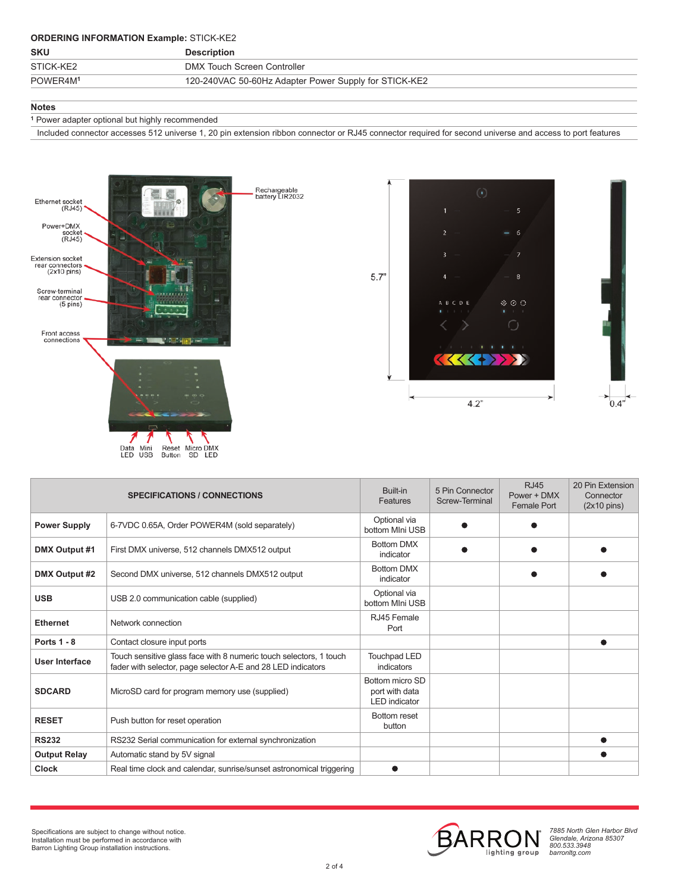**ORDERING INFORMATION Example:** STICK-KE2

| SKU | Description |
|---|---|
| STICK-KE2 | DMX Touch Screen Controller |
| POWER4M[1] | 120-240VAC 50-60Hz Adapter Power Supply for STICK-KE2 |

**Notes**

[1] Power adapter optional but highly recommended

Included connector accesses 512 universe 1, 20 pin extension ribbon connector or RJ45 connector required for second universe and access to port features

Ethernet socket (RJ45)

Power+DMX socket (RJ45)

Extension socket rear connectors (2x10 pins)

Screw-terminal rear connector (5 pins)

Front access connections

Rechargeable battery LIR2032

Data LED | Mini USB | Reset Button | Micro SD | DMX LED

5.7" | 4.2" | 0.4"

| SPECIFICATIONS / CONNECTIONS | | Built-in Features | 5 Pin Connector Screw-Terminal | RJ45 Power + DMX Female Port | 20 Pin Extension Connector (2x10 pins) |
|---|---|---|---|---|---|
| **Power Supply** | 6-7VDC 0.65A, Order POWER4M (sold separately) | Optional via bottom MIni USB | ● | ● | |
| **DMX Output #1** | First DMX universe, 512 channels DMX512 output | Bottom DMX indicator | ● | ● | ● |
| **DMX Output #2** | Second DMX universe, 512 channels DMX512 output | Bottom DMX indicator | | ● | ● |
| **USB** | USB 2.0 communication cable (supplied) | Optional via bottom MIni USB | | | |
| **Ethernet** | Network connection | RJ45 Female Port | | | |
| **Ports 1 - 8** | Contact closure input ports | | | | ● |
| **User Interface** | Touch sensitive glass face with 8 numeric touch selectors, 1 touch fader with selector, page selector A-E and 28 LED indicators | Touchpad LED indicators | | | |
| **SDCARD** | MicroSD card for program memory use (supplied) | Bottom micro SD port with data LED indicator | | | |
| **RESET** | Push button for reset operation | Bottom reset button | | | |
| **RS232** | RS232 Serial communication for external synchronization | | | | ● |
| **Output Relay** | Automatic stand by 5V signal | | | | ● |
| **Clock** | Real time clock and calendar, sunrise/sunset astronomical triggering | ● | | | |

Specifications are subject to change without notice. Installation must be performed in accordance with Barron Lighting Group installation instructions.

BARRON lighting group

*7885 North Glen Harbor Blvd*
*Glendale, Arizona 85307*
*800.533.3948*
*barronltg.com*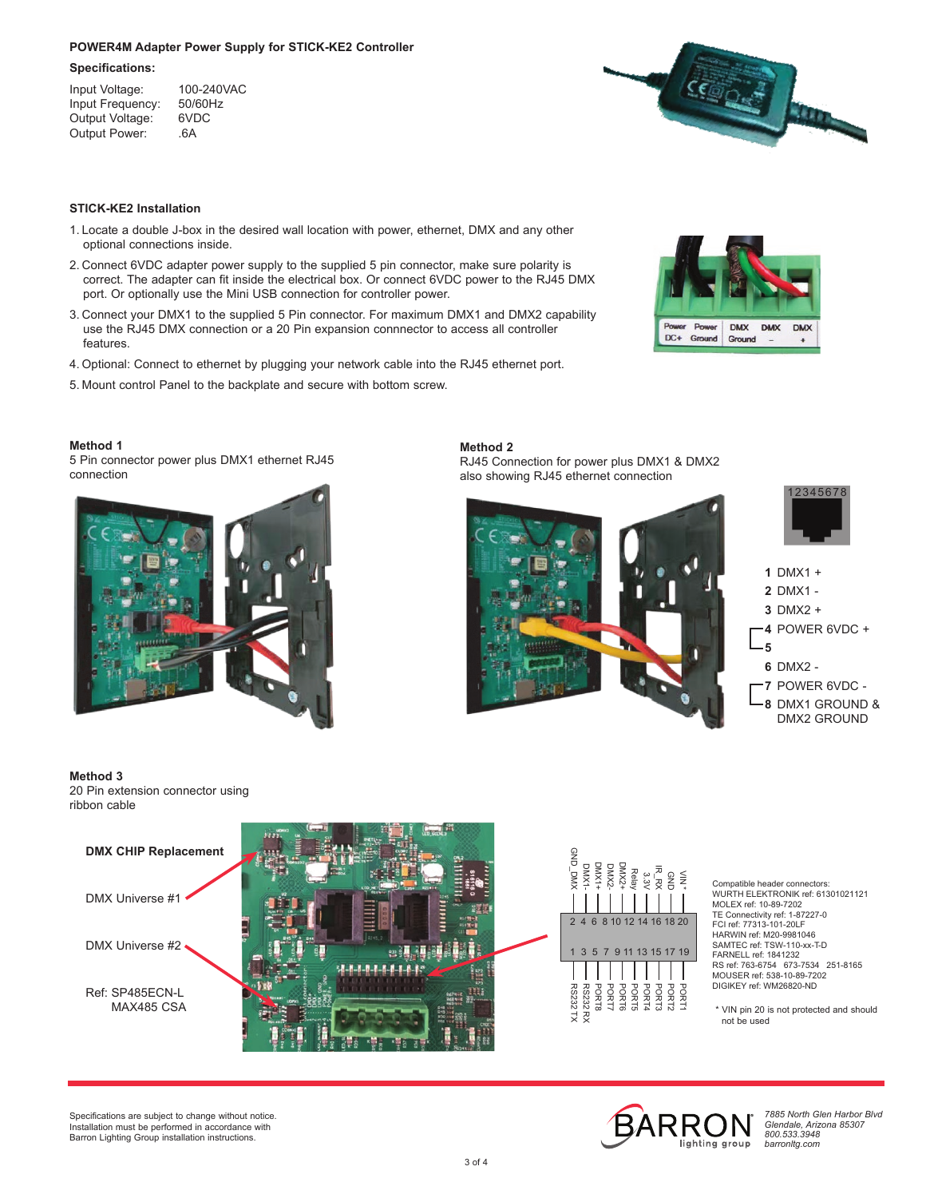**POWER4M Adapter Power Supply for STICK-KE2 Controller**

**Specifications:**

| | |
|---|---|
| Input Voltage: | 100-240VAC |
| Input Frequency: | 50/60Hz |
| Output Voltage: | 6VDC |
| Output Power: | .6A |

**STICK-KE2 Installation**

1. Locate a double J-box in the desired wall location with power, ethernet, DMX and any other optional connections inside.
2. Connect 6VDC adapter power supply to the supplied 5 pin connector, make sure polarity is correct. The adapter can fit inside the electrical box. Or connect 6VDC power to the RJ45 DMX port. Or optionally use the Mini USB connection for controller power.
3. Connect your DMX1 to the supplied 5 Pin connector. For maximum DMX1 and DMX2 capability use the RJ45 DMX connection or a 20 Pin expansion connnector to access all controller features.
4. Optional: Connect to ethernet by plugging your network cable into the RJ45 ethernet port.
5. Mount control Panel to the backplate and secure with bottom screw.

Power DC+ | Power Ground | DMX Ground | DMX – | DMX +

**Method 1**
5 Pin connector power plus DMX1 ethernet RJ45 connection

**Method 2**
RJ45 Connection for power plus DMX1 & DMX2 also showing RJ45 ethernet connection

12345678

**1** DMX1 +
**2** DMX1 -
**3** DMX2 +
**4** POWER 6VDC +
**5**
**6** DMX2 -
**7** POWER 6VDC -
**8** DMX1 GROUND & DMX2 GROUND

**Method 3**
20 Pin extension connector using ribbon cable

**DMX CHIP Replacement**

DMX Universe #1

DMX Universe #2

Ref: SP485ECN-L
MAX485 CSA

| 2 | 4 | 6 | 8 | 10 | 12 | 14 | 16 | 18 | 20 |
|---|---|---|---|---|---|---|---|---|---|
| GND_DMX | DMX1- | DMX1+ | DMX2- | DMX2+ | Relay | 3.3V | IR_RX | GND | VIN* |
| **1** | **3** | **5** | **7** | **9** | **11** | **13** | **15** | **17** | **19** |
| RS232 TX | RS232 RX | PORT8 | PORT7 | PORT6 | PORT5 | PORT4 | PORT3 | PORT2 | PORT1 |

Compatible header connectors:
WURTH ELEKTRONIK ref: 61301021121
MOLEX ref: 10-89-7202
TE Connectivity ref: 1-87227-0
FCI ref: 77313-101-20LF
HARWIN ref: M20-9981046
SAMTEC ref: TSW-110-xx-T-D
FARNELL ref: 1841232
RS ref: 763-6754 673-7534 251-8165
MOUSER ref: 538-10-89-7202
DIGIKEY ref: WM26820-ND

\* VIN pin 20 is not protected and should not be used

Specifications are subject to change without notice.
Installation must be performed in accordance with Barron Lighting Group installation instructions.

BARRON lighting group

*7885 North Glen Harbor Blvd*
*Glendale, Arizona 85307*
*800.533.3948*
*barronltg.com*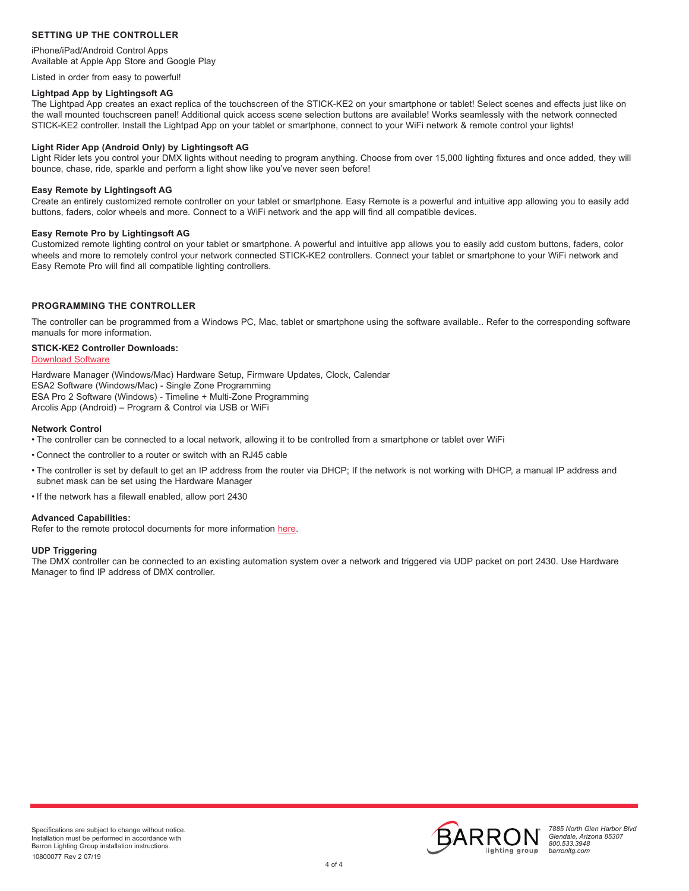## SETTING UP THE CONTROLLER

iPhone/iPad/Android Control Apps
Available at Apple App Store and Google Play

Listed in order from easy to powerful!

**Lightpad App by Lightingsoft AG**
The Lightpad App creates an exact replica of the touchscreen of the STICK-KE2 on your smartphone or tablet! Select scenes and effects just like on the wall mounted touchscreen panel! Additional quick access scene selection buttons are available! Works seamlessly with the network connected STICK-KE2 controller. Install the Lightpad App on your tablet or smartphone, connect to your WiFi network & remote control your lights!

**Light Rider App (Android Only) by Lightingsoft AG**
Light Rider lets you control your DMX lights without needing to program anything. Choose from over 15,000 lighting fixtures and once added, they will bounce, chase, ride, sparkle and perform a light show like you've never seen before!

**Easy Remote by Lightingsoft AG**
Create an entirely customized remote controller on your tablet or smartphone. Easy Remote is a powerful and intuitive app allowing you to easily add buttons, faders, color wheels and more. Connect to a WiFi network and the app will find all compatible devices.

**Easy Remote Pro by Lightingsoft AG**
Customized remote lighting control on your tablet or smartphone. A powerful and intuitive app allows you to easily add custom buttons, faders, color wheels and more to remotely control your network connected STICK-KE2 controllers. Connect your tablet or smartphone to your WiFi network and Easy Remote Pro will find all compatible lighting controllers.

## PROGRAMMING THE CONTROLLER

The controller can be programmed from a Windows PC, Mac, tablet or smartphone using the software available.. Refer to the corresponding software manuals for more information.

**STICK-KE2 Controller Downloads:**
Download Software

Hardware Manager (Windows/Mac) Hardware Setup, Firmware Updates, Clock, Calendar
ESA2 Software (Windows/Mac) - Single Zone Programming
ESA Pro 2 Software (Windows) - Timeline + Multi-Zone Programming
Arcolis App (Android) – Program & Control via USB or WiFi

**Network Control**

- The controller can be connected to a local network, allowing it to be controlled from a smartphone or tablet over WiFi
- Connect the controller to a router or switch with an RJ45 cable
- The controller is set by default to get an IP address from the router via DHCP; If the network is not working with DHCP, a manual IP address and subnet mask can be set using the Hardware Manager
- If the network has a filewall enabled, allow port 2430

**Advanced Capabilities:**
Refer to the remote protocol documents for more information here.

**UDP Triggering**
The DMX controller can be connected to an existing automation system over a network and triggered via UDP packet on port 2430. Use Hardware Manager to find IP address of DMX controller.

Specifications are subject to change without notice.
Installation must be performed in accordance with Barron Lighting Group installation instructions.
10800077 Rev 2 07/19

BARRON lighting group

*7885 North Glen Harbor Blvd*
*Glendale, Arizona 85307*
*800.533.3948*
*barronltg.com*